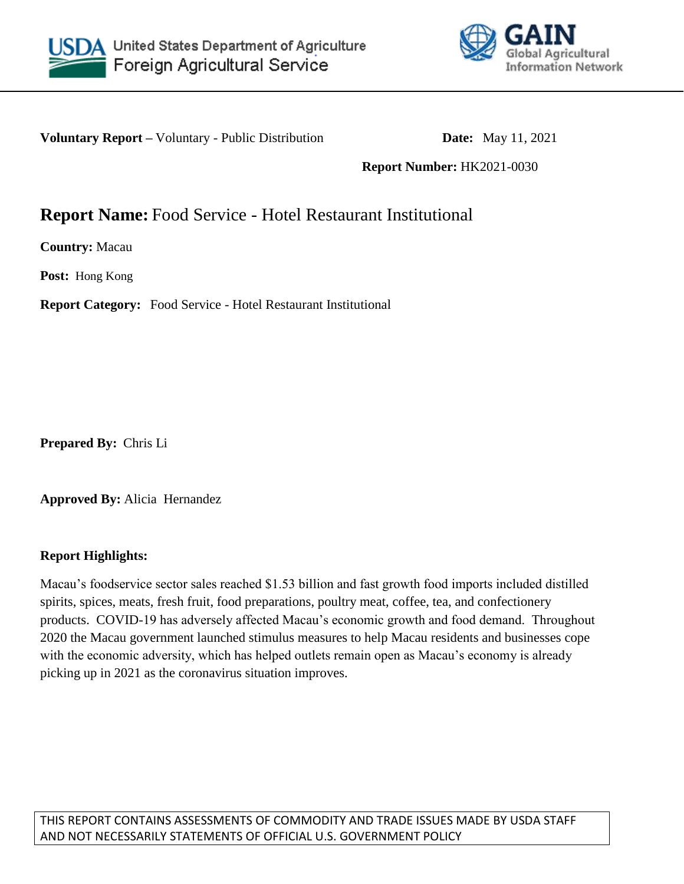United States Department of Agriculture
Foreign Agricultural Service

GAIN Global Agricultural Information Network

**Voluntary Report –** Voluntary - Public Distribution **Date:** May 11, 2021

**Report Number:** HK2021-0030

# **Report Name:** Food Service - Hotel Restaurant Institutional

**Country:** Macau

**Post:** Hong Kong

**Report Category:** Food Service - Hotel Restaurant Institutional

**Prepared By:** Chris Li

**Approved By:** Alicia Hernandez

**Report Highlights:**

Macau's foodservice sector sales reached $1.53 billion and fast growth food imports included distilled spirits, spices, meats, fresh fruit, food preparations, poultry meat, coffee, tea, and confectionery products. COVID-19 has adversely affected Macau's economic growth and food demand. Throughout 2020 the Macau government launched stimulus measures to help Macau residents and businesses cope with the economic adversity, which has helped outlets remain open as Macau's economy is already picking up in 2021 as the coronavirus situation improves.

THIS REPORT CONTAINS ASSESSMENTS OF COMMODITY AND TRADE ISSUES MADE BY USDA STAFF AND NOT NECESSARILY STATEMENTS OF OFFICIAL U.S. GOVERNMENT POLICY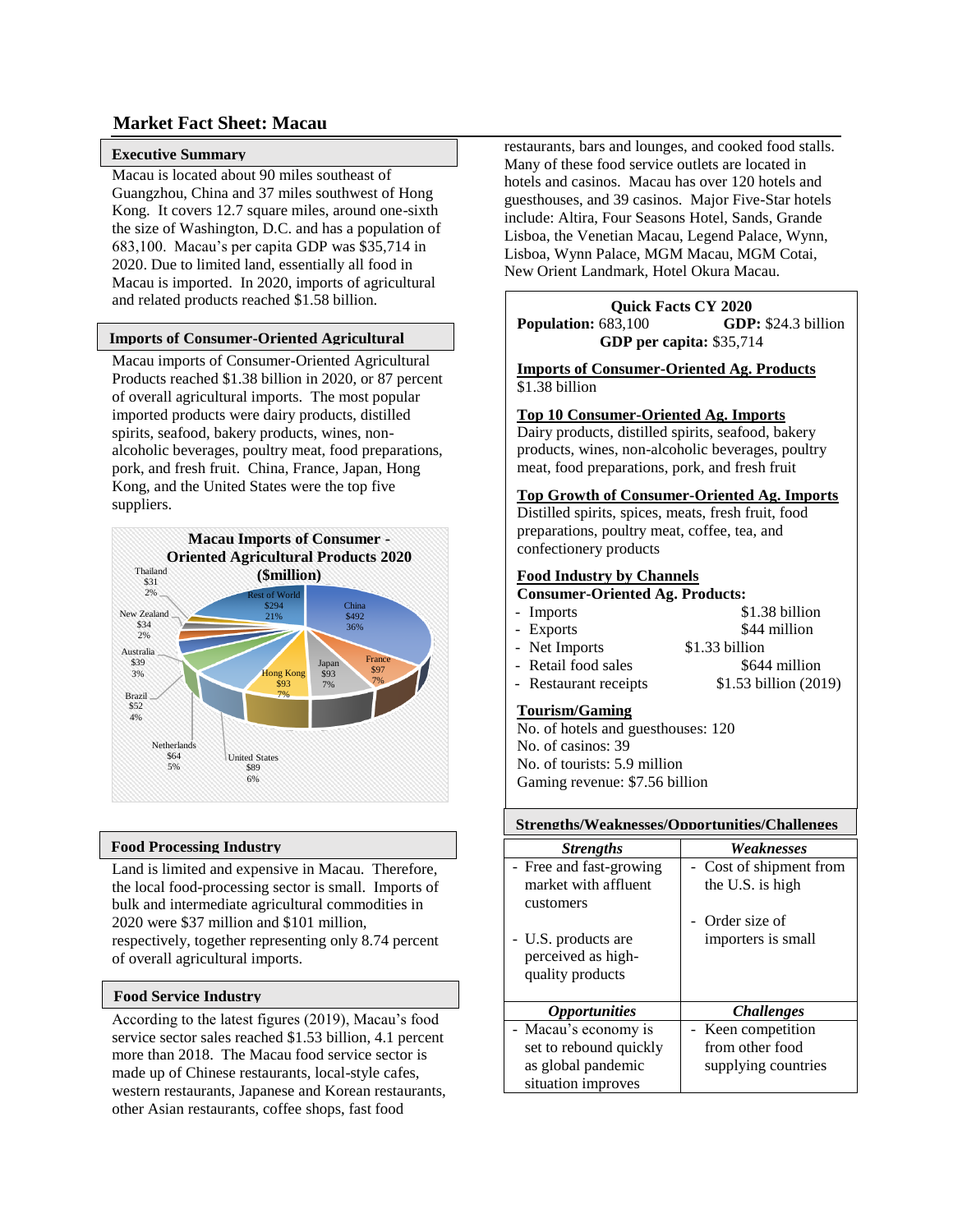## Market Fact Sheet: Macau

### Executive Summary

Macau is located about 90 miles southeast of Guangzhou, China and 37 miles southwest of Hong Kong. It covers 12.7 square miles, around one-sixth the size of Washington, D.C. and has a population of 683,100. Macau's per capita GDP was $35,714 in 2020. Due to limited land, essentially all food in Macau is imported. In 2020, imports of agricultural and related products reached $1.58 billion.

### Imports of Consumer-Oriented Agricultural

Macau imports of Consumer-Oriented Agricultural Products reached $1.38 billion in 2020, or 87 percent of overall agricultural imports. The most popular imported products were dairy products, distilled spirits, seafood, bakery products, wines, non-alcoholic beverages, poultry meat, food preparations, pork, and fresh fruit. China, France, Japan, Hong Kong, and the United States were the top five suppliers.

**Macau Imports of Consumer - Oriented Agricultural Products 2020 ($million)**

| Supplier | $million | Share |
|---|---|---|
| China | $492 | 36% |
| France | $97 | 7% |
| Japan | $93 | 7% |
| Hong Kong | $93 | 7% |
| United States | $89 | 6% |
| Netherlands | $64 | 5% |
| Brazil | $52 | 4% |
| Australia | $39 | 3% |
| New Zealand | $34 | 2% |
| Thailand | $31 | 2% |
| Rest of World | $294 | 21% |

### Food Processing Industry

Land is limited and expensive in Macau. Therefore, the local food-processing sector is small. Imports of bulk and intermediate agricultural commodities in 2020 were $37 million and $101 million, respectively, together representing only 8.74 percent of overall agricultural imports.

### Food Service Industry

According to the latest figures (2019), Macau's food service sector sales reached $1.53 billion, 4.1 percent more than 2018. The Macau food service sector is made up of Chinese restaurants, local-style cafes, western restaurants, Japanese and Korean restaurants, other Asian restaurants, coffee shops, fast food restaurants, bars and lounges, and cooked food stalls. Many of these food service outlets are located in hotels and casinos. Macau has over 120 hotels and guesthouses, and 39 casinos. Major Five-Star hotels include: Altira, Four Seasons Hotel, Sands, Grande Lisboa, the Venetian Macau, Legend Palace, Wynn, Lisboa, Wynn Palace, MGM Macau, MGM Cotai, New Orient Landmark, Hotel Okura Macau.

### Quick Facts CY 2020

**Population:** 683,100 **GDP:** $24.3 billion
**GDP per capita:** $35,714

**Imports of Consumer-Oriented Ag. Products**
$1.38 billion

**Top 10 Consumer-Oriented Ag. Imports**
Dairy products, distilled spirits, seafood, bakery products, wines, non-alcoholic beverages, poultry meat, food preparations, pork, and fresh fruit

**Top Growth of Consumer-Oriented Ag. Imports**
Distilled spirits, spices, meats, fresh fruit, food preparations, poultry meat, coffee, tea, and confectionery products

**Food Industry by Channels**
**Consumer-Oriented Ag. Products:**

- Imports $1.38 billion
- Exports $44 million
- Net Imports $1.33 billion
- Retail food sales $644 million
- Restaurant receipts $1.53 billion (2019)

**Tourism/Gaming**
No. of hotels and guesthouses: 120
No. of casinos: 39
No. of tourists: 5.9 million
Gaming revenue: $7.56 billion

### Strengths/Weaknesses/Opportunities/Challenges

| *Strengths* | *Weaknesses* |
|---|---|
| - Free and fast-growing market with affluent customers<br>- U.S. products are perceived as high-quality products | - Cost of shipment from the U.S. is high<br>- Order size of importers is small |
| ***Opportunities*** | ***Challenges*** |
| - Macau's economy is set to rebound quickly as global pandemic situation improves | - Keen competition from other food supplying countries |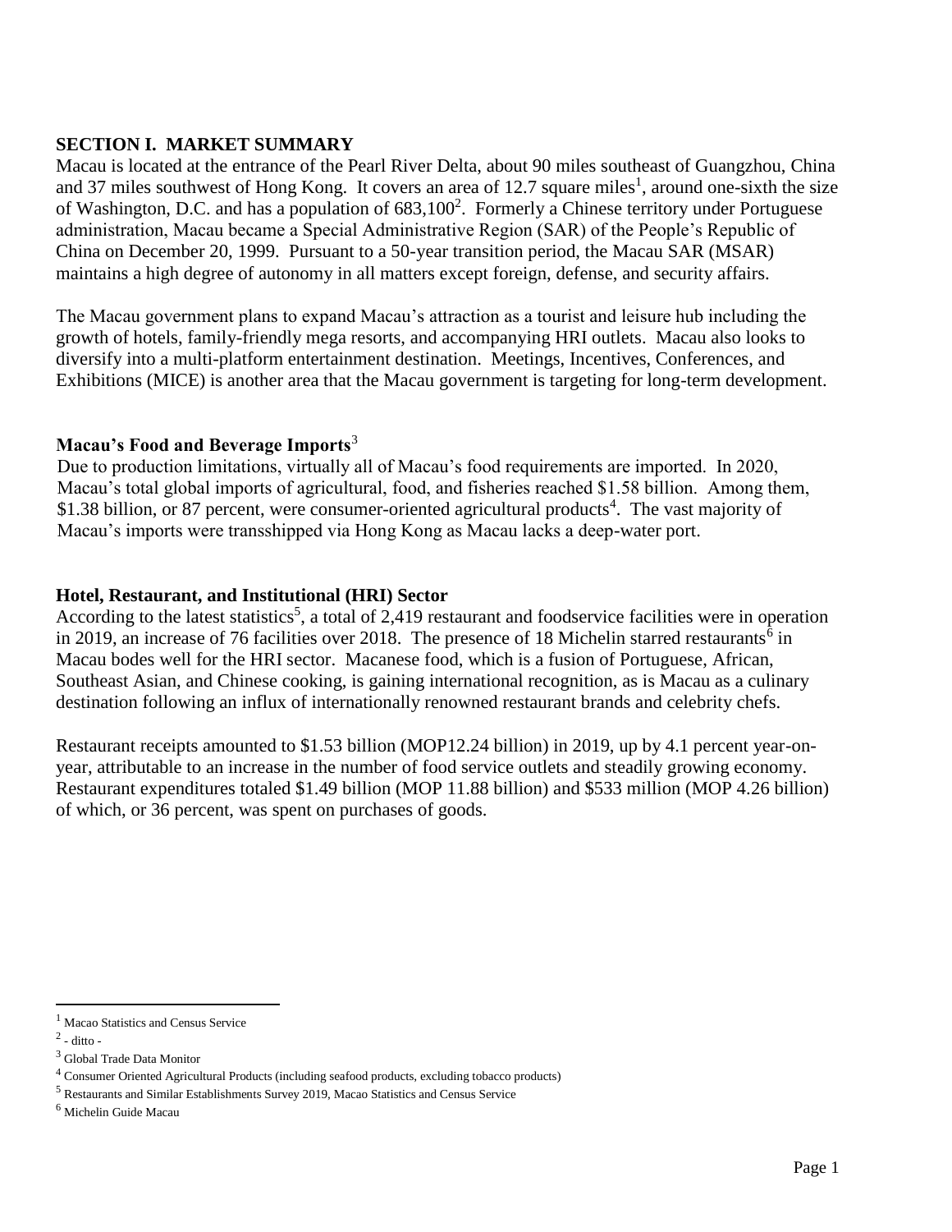## SECTION I. MARKET SUMMARY

Macau is located at the entrance of the Pearl River Delta, about 90 miles southeast of Guangzhou, China and 37 miles southwest of Hong Kong. It covers an area of 12.7 square miles[1], around one-sixth the size of Washington, D.C. and has a population of 683,100[2]. Formerly a Chinese territory under Portuguese administration, Macau became a Special Administrative Region (SAR) of the People's Republic of China on December 20, 1999. Pursuant to a 50-year transition period, the Macau SAR (MSAR) maintains a high degree of autonomy in all matters except foreign, defense, and security affairs.

The Macau government plans to expand Macau's attraction as a tourist and leisure hub including the growth of hotels, family-friendly mega resorts, and accompanying HRI outlets. Macau also looks to diversify into a multi-platform entertainment destination. Meetings, Incentives, Conferences, and Exhibitions (MICE) is another area that the Macau government is targeting for long-term development.

### Macau's Food and Beverage Imports[3]

Due to production limitations, virtually all of Macau's food requirements are imported. In 2020, Macau's total global imports of agricultural, food, and fisheries reached $1.58 billion. Among them, $1.38 billion, or 87 percent, were consumer-oriented agricultural products[4]. The vast majority of Macau's imports were transshipped via Hong Kong as Macau lacks a deep-water port.

### Hotel, Restaurant, and Institutional (HRI) Sector

According to the latest statistics[5], a total of 2,419 restaurant and foodservice facilities were in operation in 2019, an increase of 76 facilities over 2018. The presence of 18 Michelin starred restaurants[6] in Macau bodes well for the HRI sector. Macanese food, which is a fusion of Portuguese, African, Southeast Asian, and Chinese cooking, is gaining international recognition, as is Macau as a culinary destination following an influx of internationally renowned restaurant brands and celebrity chefs.

Restaurant receipts amounted to $1.53 billion (MOP12.24 billion) in 2019, up by 4.1 percent year-on-year, attributable to an increase in the number of food service outlets and steadily growing economy. Restaurant expenditures totaled $1.49 billion (MOP 11.88 billion) and $533 million (MOP 4.26 billion) of which, or 36 percent, was spent on purchases of goods.

---

[1] Macao Statistics and Census Service

[2] - ditto -

[3] Global Trade Data Monitor

[4] Consumer Oriented Agricultural Products (including seafood products, excluding tobacco products)

[5] Restaurants and Similar Establishments Survey 2019, Macao Statistics and Census Service

[6] Michelin Guide Macau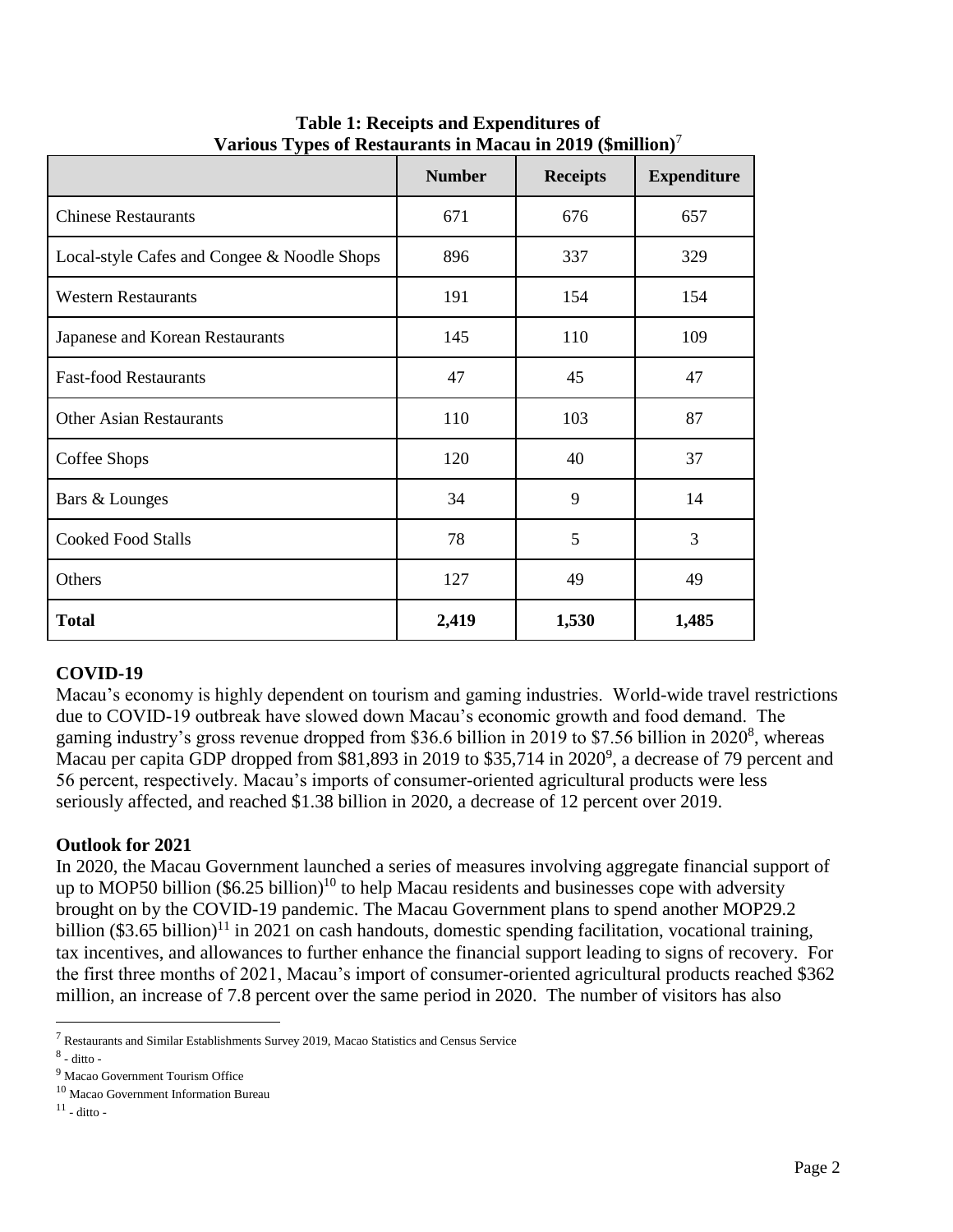**Table 1: Receipts and Expenditures of Various Types of Restaurants in Macau in 2019 ($million)[7]**

| | Number | Receipts | Expenditure |
|---|---|---|---|
| Chinese Restaurants | 671 | 676 | 657 |
| Local-style Cafes and Congee & Noodle Shops | 896 | 337 | 329 |
| Western Restaurants | 191 | 154 | 154 |
| Japanese and Korean Restaurants | 145 | 110 | 109 |
| Fast-food Restaurants | 47 | 45 | 47 |
| Other Asian Restaurants | 110 | 103 | 87 |
| Coffee Shops | 120 | 40 | 37 |
| Bars & Lounges | 34 | 9 | 14 |
| Cooked Food Stalls | 78 | 5 | 3 |
| Others | 127 | 49 | 49 |
| **Total** | **2,419** | **1,530** | **1,485** |

## COVID-19

Macau's economy is highly dependent on tourism and gaming industries. World-wide travel restrictions due to COVID-19 outbreak have slowed down Macau's economic growth and food demand. The gaming industry's gross revenue dropped from $36.6 billion in 2019 to $7.56 billion in 2020[8], whereas Macau per capita GDP dropped from $81,893 in 2019 to $35,714 in 2020[9], a decrease of 79 percent and 56 percent, respectively. Macau's imports of consumer-oriented agricultural products were less seriously affected, and reached $1.38 billion in 2020, a decrease of 12 percent over 2019.

## Outlook for 2021

In 2020, the Macau Government launched a series of measures involving aggregate financial support of up to MOP50 billion ($6.25 billion)[10] to help Macau residents and businesses cope with adversity brought on by the COVID-19 pandemic. The Macau Government plans to spend another MOP29.2 billion ($3.65 billion)[11] in 2021 on cash handouts, domestic spending facilitation, vocational training, tax incentives, and allowances to further enhance the financial support leading to signs of recovery. For the first three months of 2021, Macau's import of consumer-oriented agricultural products reached $362 million, an increase of 7.8 percent over the same period in 2020. The number of visitors has also

---

[7] Restaurants and Similar Establishments Survey 2019, Macao Statistics and Census Service

[8] - ditto -

[9] Macao Government Tourism Office

[10] Macao Government Information Bureau

[11] - ditto -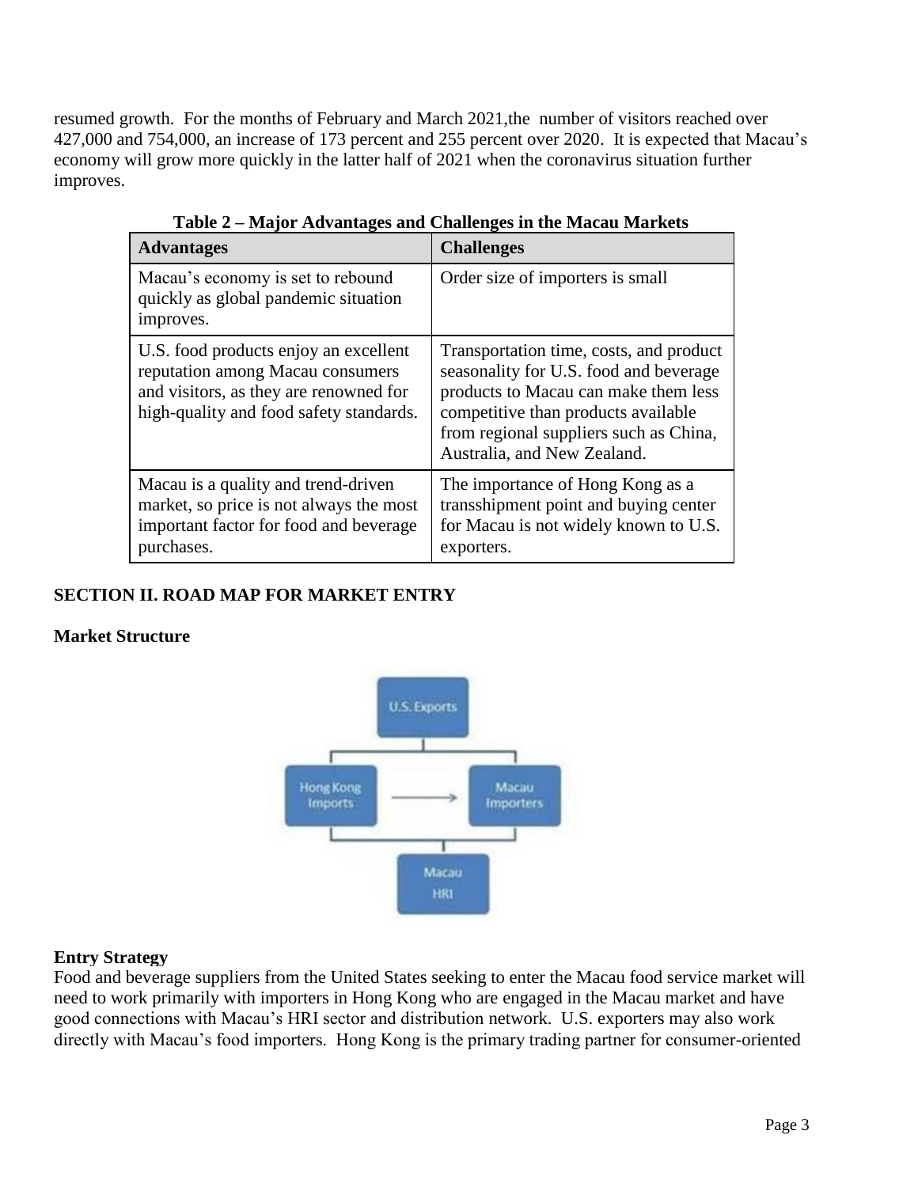resumed growth. For the months of February and March 2021,the number of visitors reached over 427,000 and 754,000, an increase of 173 percent and 255 percent over 2020. It is expected that Macau's economy will grow more quickly in the latter half of 2021 when the coronavirus situation further improves.

**Table 2 – Major Advantages and Challenges in the Macau Markets**

| Advantages | Challenges |
|---|---|
| Macau's economy is set to rebound quickly as global pandemic situation improves. | Order size of importers is small |
| U.S. food products enjoy an excellent reputation among Macau consumers and visitors, as they are renowned for high-quality and food safety standards. | Transportation time, costs, and product seasonality for U.S. food and beverage products to Macau can make them less competitive than products available from regional suppliers such as China, Australia, and New Zealand. |
| Macau is a quality and trend-driven market, so price is not always the most important factor for food and beverage purchases. | The importance of Hong Kong as a transshipment point and buying center for Macau is not widely known to U.S. exporters. |

## SECTION II. ROAD MAP FOR MARKET ENTRY

### Market Structure

U.S. Exports

Hong Kong Imports → Macau Importers

Macau HRI

### Entry Strategy

Food and beverage suppliers from the United States seeking to enter the Macau food service market will need to work primarily with importers in Hong Kong who are engaged in the Macau market and have good connections with Macau's HRI sector and distribution network. U.S. exporters may also work directly with Macau's food importers. Hong Kong is the primary trading partner for consumer-oriented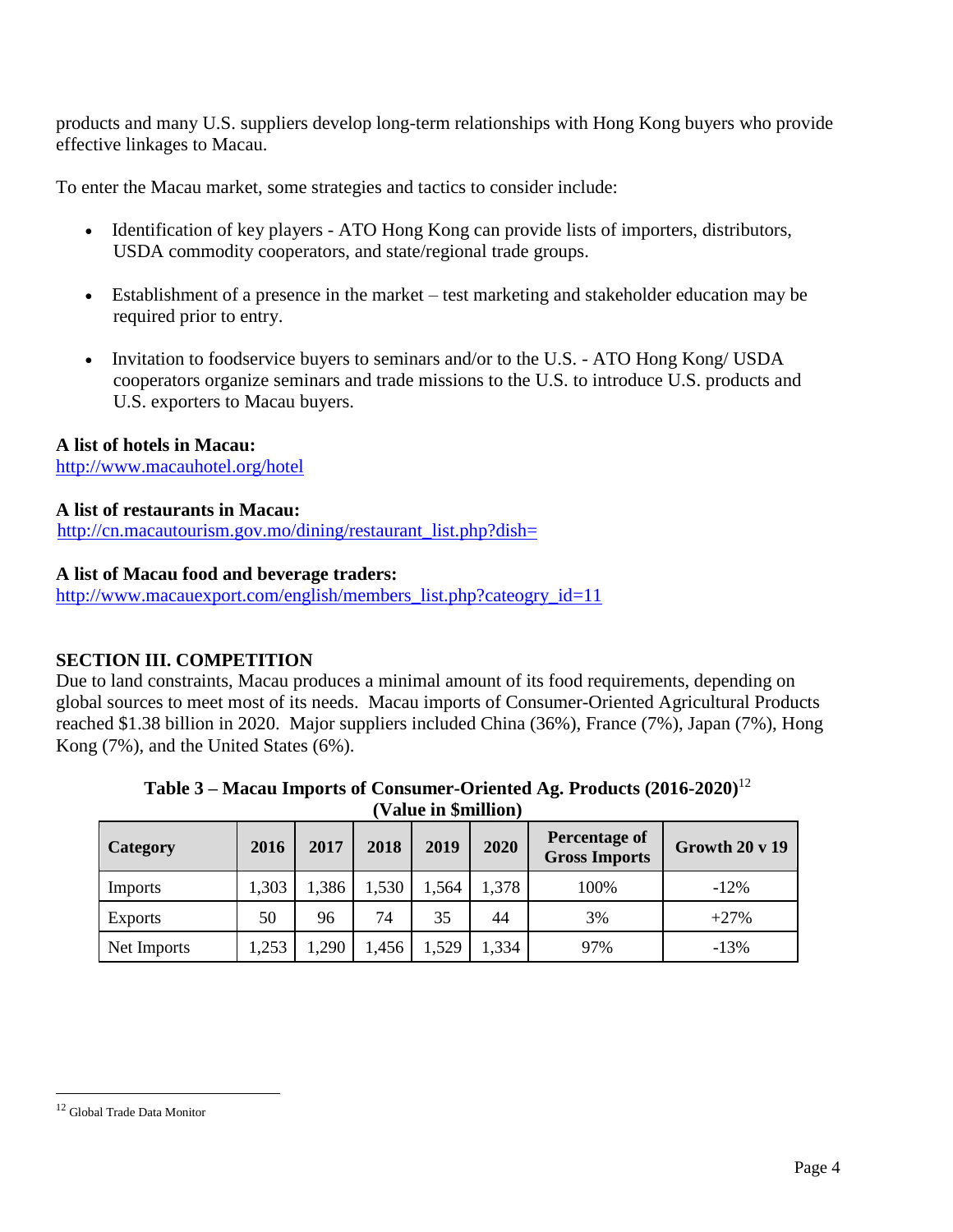products and many U.S. suppliers develop long-term relationships with Hong Kong buyers who provide effective linkages to Macau.

To enter the Macau market, some strategies and tactics to consider include:

- Identification of key players - ATO Hong Kong can provide lists of importers, distributors, USDA commodity cooperators, and state/regional trade groups.
- Establishment of a presence in the market – test marketing and stakeholder education may be required prior to entry.
- Invitation to foodservice buyers to seminars and/or to the U.S. - ATO Hong Kong/ USDA cooperators organize seminars and trade missions to the U.S. to introduce U.S. products and U.S. exporters to Macau buyers.

**A list of hotels in Macau:**
http://www.macauhotel.org/hotel

**A list of restaurants in Macau:**
http://cn.macautourism.gov.mo/dining/restaurant_list.php?dish=

**A list of Macau food and beverage traders:**
http://www.macauexport.com/english/members_list.php?cateogry_id=11

## SECTION III. COMPETITION

Due to land constraints, Macau produces a minimal amount of its food requirements, depending on global sources to meet most of its needs. Macau imports of Consumer-Oriented Agricultural Products reached $1.38 billion in 2020. Major suppliers included China (36%), France (7%), Japan (7%), Hong Kong (7%), and the United States (6%).

**Table 3 – Macau Imports of Consumer-Oriented Ag. Products (2016-2020)[12]**
**(Value in $million)**

| Category | 2016 | 2017 | 2018 | 2019 | 2020 | Percentage of Gross Imports | Growth 20 v 19 |
|---|---|---|---|---|---|---|---|
| Imports | 1,303 | 1,386 | 1,530 | 1,564 | 1,378 | 100% | -12% |
| Exports | 50 | 96 | 74 | 35 | 44 | 3% | +27% |
| Net Imports | 1,253 | 1,290 | 1,456 | 1,529 | 1,334 | 97% | -13% |

[12] Global Trade Data Monitor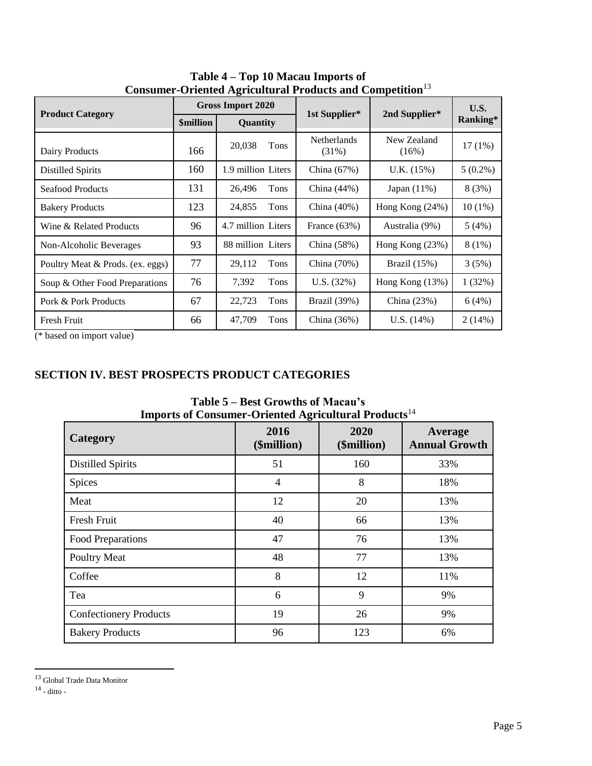**Table 4 – Top 10 Macau Imports of Consumer-Oriented Agricultural Products and Competition**[13]

| Product Category | Gross Import 2020 | | 1st Supplier* | 2nd Supplier* | U.S. Ranking* |
|---|---|---|---|---|---|
| | $million | Quantity | | | |
| Dairy Products | 166 | 20,038 Tons | Netherlands (31%) | New Zealand (16%) | 17 (1%) |
| Distilled Spirits | 160 | 1.9 million Liters | China (67%) | U.K. (15%) | 5 (0.2%) |
| Seafood Products | 131 | 26,496 Tons | China (44%) | Japan (11%) | 8 (3%) |
| Bakery Products | 123 | 24,855 Tons | China (40%) | Hong Kong (24%) | 10 (1%) |
| Wine & Related Products | 96 | 4.7 million Liters | France (63%) | Australia (9%) | 5 (4%) |
| Non-Alcoholic Beverages | 93 | 88 million Liters | China (58%) | Hong Kong (23%) | 8 (1%) |
| Poultry Meat & Prods. (ex. eggs) | 77 | 29,112 Tons | China (70%) | Brazil (15%) | 3 (5%) |
| Soup & Other Food Preparations | 76 | 7,392 Tons | U.S. (32%) | Hong Kong (13%) | 1 (32%) |
| Pork & Pork Products | 67 | 22,723 Tons | Brazil (39%) | China (23%) | 6 (4%) |
| Fresh Fruit | 66 | 47,709 Tons | China (36%) | U.S. (14%) | 2 (14%) |

(* based on import value)

## SECTION IV. BEST PROSPECTS PRODUCT CATEGORIES

**Table 5 – Best Growths of Macau's Imports of Consumer-Oriented Agricultural Products**[14]

| Category | 2016 ($million) | 2020 ($million) | Average Annual Growth |
|---|---|---|---|
| Distilled Spirits | 51 | 160 | 33% |
| Spices | 4 | 8 | 18% |
| Meat | 12 | 20 | 13% |
| Fresh Fruit | 40 | 66 | 13% |
| Food Preparations | 47 | 76 | 13% |
| Poultry Meat | 48 | 77 | 13% |
| Coffee | 8 | 12 | 11% |
| Tea | 6 | 9 | 9% |
| Confectionery Products | 19 | 26 | 9% |
| Bakery Products | 96 | 123 | 6% |

[13] Global Trade Data Monitor

[14] - ditto -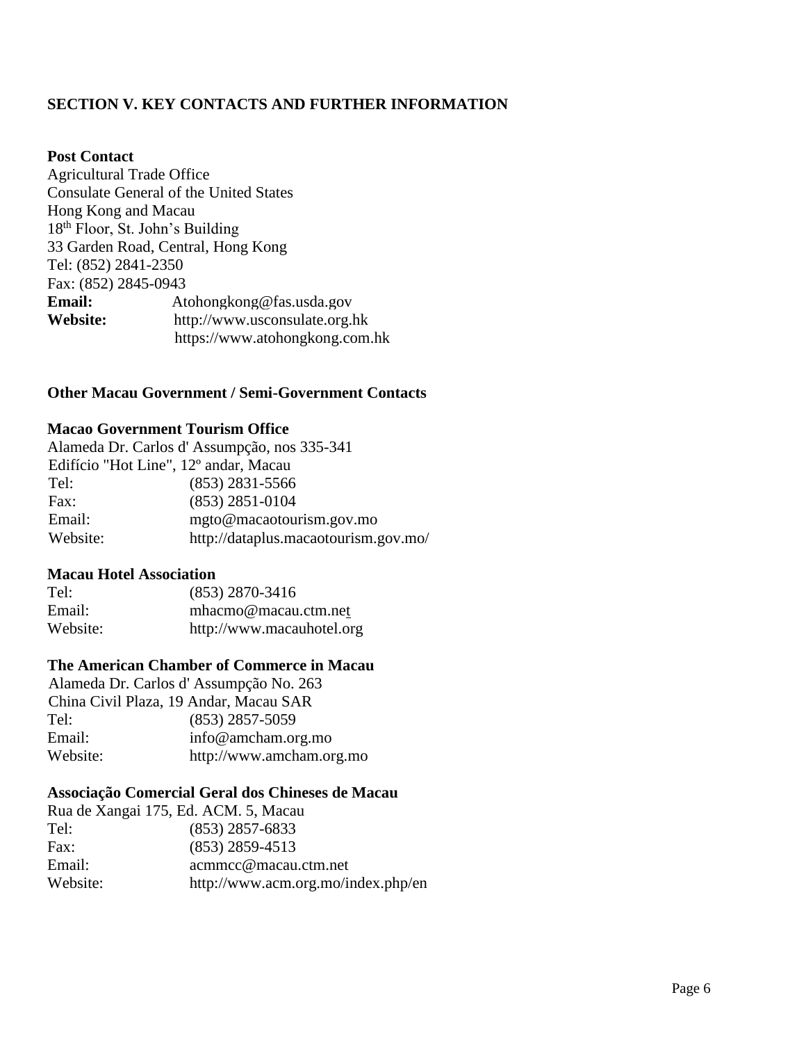## SECTION V. KEY CONTACTS AND FURTHER INFORMATION

**Post Contact**
Agricultural Trade Office
Consulate General of the United States
Hong Kong and Macau
18th Floor, St. John's Building
33 Garden Road, Central, Hong Kong
Tel: (852) 2841-2350
Fax: (852) 2845-0943
**Email:** Atohongkong@fas.usda.gov
**Website:** http://www.usconsulate.org.hk
https://www.atohongkong.com.hk

**Other Macau Government / Semi-Government Contacts**

**Macao Government Tourism Office**
Alameda Dr. Carlos d' Assumpção, nos 335-341
Edifício "Hot Line", 12º andar, Macau
Tel: (853) 2831-5566
Fax: (853) 2851-0104
Email: mgto@macaotourism.gov.mo
Website: http://dataplus.macaotourism.gov.mo/

**Macau Hotel Association**
Tel: (853) 2870-3416
Email: mhacmo@macau.ctm.net
Website: http://www.macauhotel.org

**The American Chamber of Commerce in Macau**
Alameda Dr. Carlos d' Assumpção No. 263
China Civil Plaza, 19 Andar, Macau SAR
Tel: (853) 2857-5059
Email: info@amcham.org.mo
Website: http://www.amcham.org.mo

**Associação Comercial Geral dos Chineses de Macau**
Rua de Xangai 175, Ed. ACM. 5, Macau
Tel: (853) 2857-6833
Fax: (853) 2859-4513
Email: acmmcc@macau.ctm.net
Website: http://www.acm.org.mo/index.php/en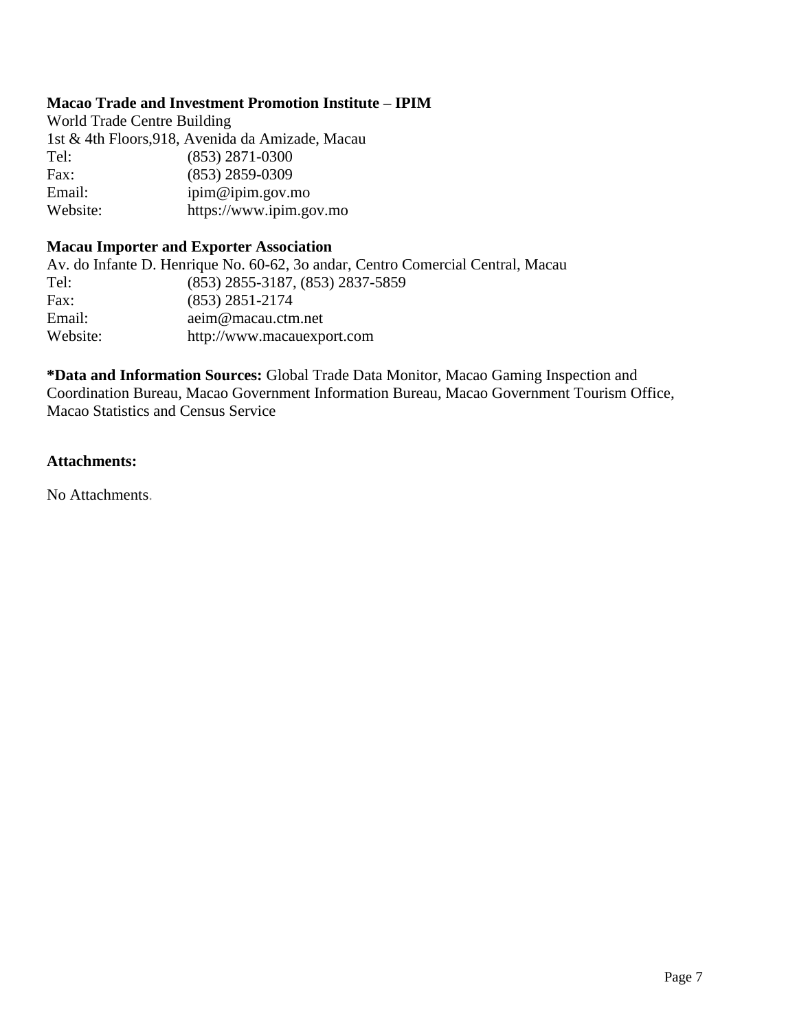**Macao Trade and Investment Promotion Institute – IPIM**
World Trade Centre Building
1st & 4th Floors,918, Avenida da Amizade, Macau

| | |
|---|---|
| Tel: | (853) 2871-0300 |
| Fax: | (853) 2859-0309 |
| Email: | ipim@ipim.gov.mo |
| Website: | https://www.ipim.gov.mo |

**Macau Importer and Exporter Association**
Av. do Infante D. Henrique No. 60-62, 3o andar, Centro Comercial Central, Macau

| | |
|---|---|
| Tel: | (853) 2855-3187, (853) 2837-5859 |
| Fax: | (853) 2851-2174 |
| Email: | aeim@macau.ctm.net |
| Website: | http://www.macauexport.com |

***Data and Information Sources:** Global Trade Data Monitor, Macao Gaming Inspection and Coordination Bureau, Macao Government Information Bureau, Macao Government Tourism Office, Macao Statistics and Census Service

**Attachments:**

No Attachments.